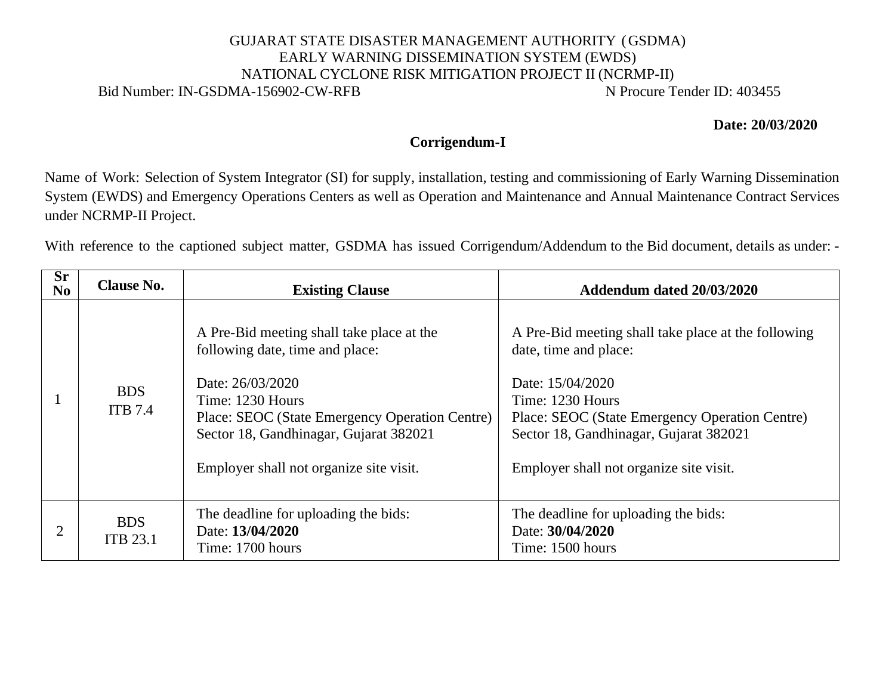# GUJARAT STATE DISASTER MANAGEMENT AUTHORITY (GSDMA)
## EARLY WARNING DISSEMINATION SYSTEM (EWDS)
## NATIONAL CYCLONE RISK MITIGATION PROJECT II (NCRMP-II)

Bid Number: IN-GSDMA-156902-CW-RFB N Procure Tender ID: 403455

**Date: 20/03/2020**

### Corrigendum-I

Name of Work: Selection of System Integrator (SI) for supply, installation, testing and commissioning of Early Warning Dissemination System (EWDS) and Emergency Operations Centers as well as Operation and Maintenance and Annual Maintenance Contract Services under NCRMP-II Project.

With reference to the captioned subject matter, GSDMA has issued Corrigendum/Addendum to the Bid document, details as under: -

| Sr No | Clause No. | Existing Clause | Addendum dated 20/03/2020 |
|---|---|---|---|
| 1 | BDS ITB 7.4 | A Pre-Bid meeting shall take place at the following date, time and place:<br><br>Date: 26/03/2020<br>Time: 1230 Hours<br>Place: SEOC (State Emergency Operation Centre) Sector 18, Gandhinagar, Gujarat 382021<br><br>Employer shall not organize site visit. | A Pre-Bid meeting shall take place at the following date, time and place:<br><br>Date: 15/04/2020<br>Time: 1230 Hours<br>Place: SEOC (State Emergency Operation Centre) Sector 18, Gandhinagar, Gujarat 382021<br><br>Employer shall not organize site visit. |
| 2 | BDS ITB 23.1 | The deadline for uploading the bids:<br>Date: **13/04/2020**<br>Time: 1700 hours | The deadline for uploading the bids:<br>Date: **30/04/2020**<br>Time: 1500 hours |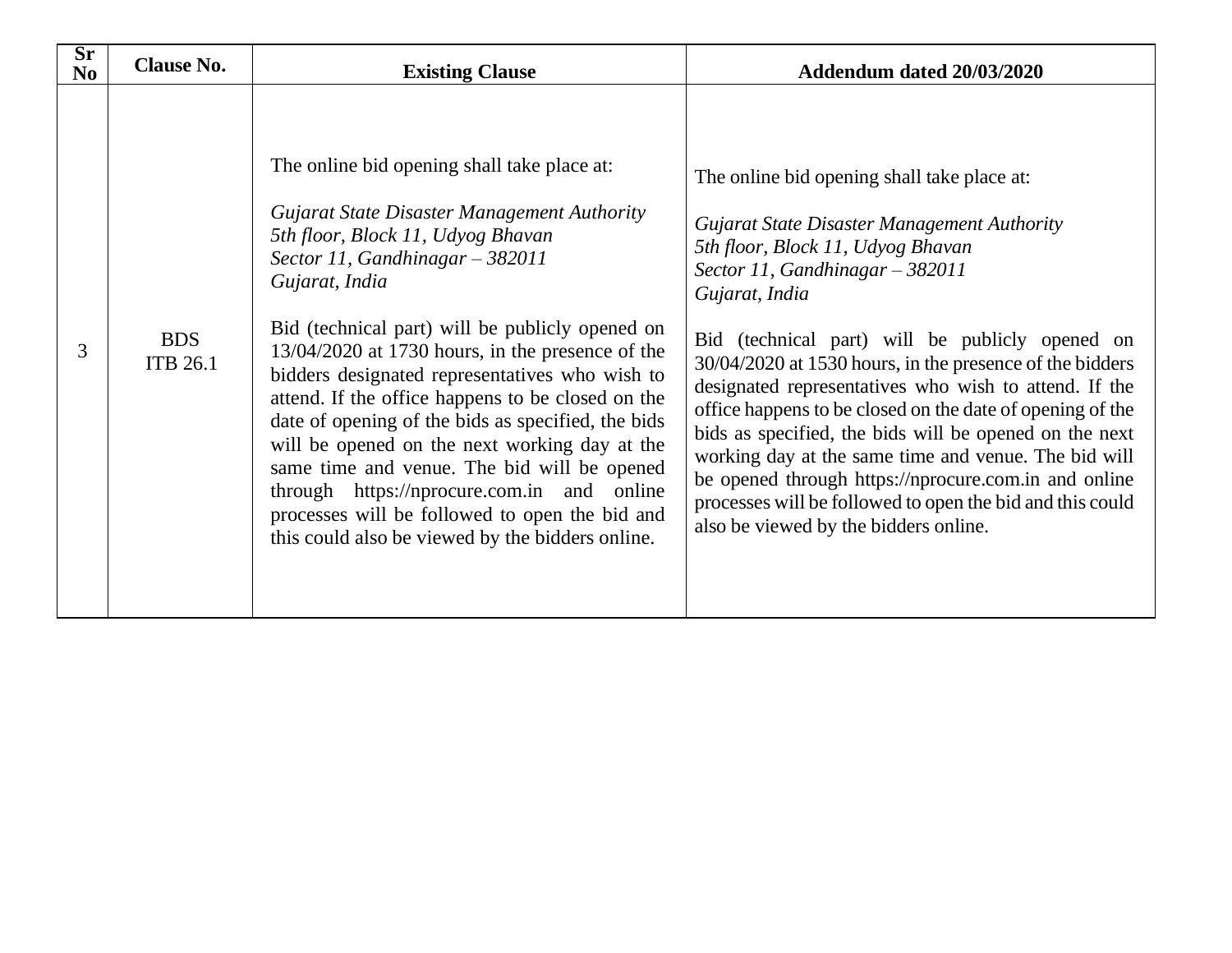| Sr No | Clause No. | Existing Clause | Addendum dated 20/03/2020 |
|---|---|---|---|
| 3 | BDS ITB 26.1 | The online bid opening shall take place at:<br><br>*Gujarat State Disaster Management Authority*<br>*5th floor, Block 11, Udyog Bhavan*<br>*Sector 11, Gandhinagar – 382011*<br>*Gujarat, India*<br><br>Bid (technical part) will be publicly opened on 13/04/2020 at 1730 hours, in the presence of the bidders designated representatives who wish to attend. If the office happens to be closed on the date of opening of the bids as specified, the bids will be opened on the next working day at the same time and venue. The bid will be opened through https://nprocure.com.in and online processes will be followed to open the bid and this could also be viewed by the bidders online. | The online bid opening shall take place at:<br><br>*Gujarat State Disaster Management Authority*<br>*5th floor, Block 11, Udyog Bhavan*<br>*Sector 11, Gandhinagar – 382011*<br>*Gujarat, India*<br><br>Bid (technical part) will be publicly opened on 30/04/2020 at 1530 hours, in the presence of the bidders designated representatives who wish to attend. If the office happens to be closed on the date of opening of the bids as specified, the bids will be opened on the next working day at the same time and venue. The bid will be opened through https://nprocure.com.in and online processes will be followed to open the bid and this could also be viewed by the bidders online. |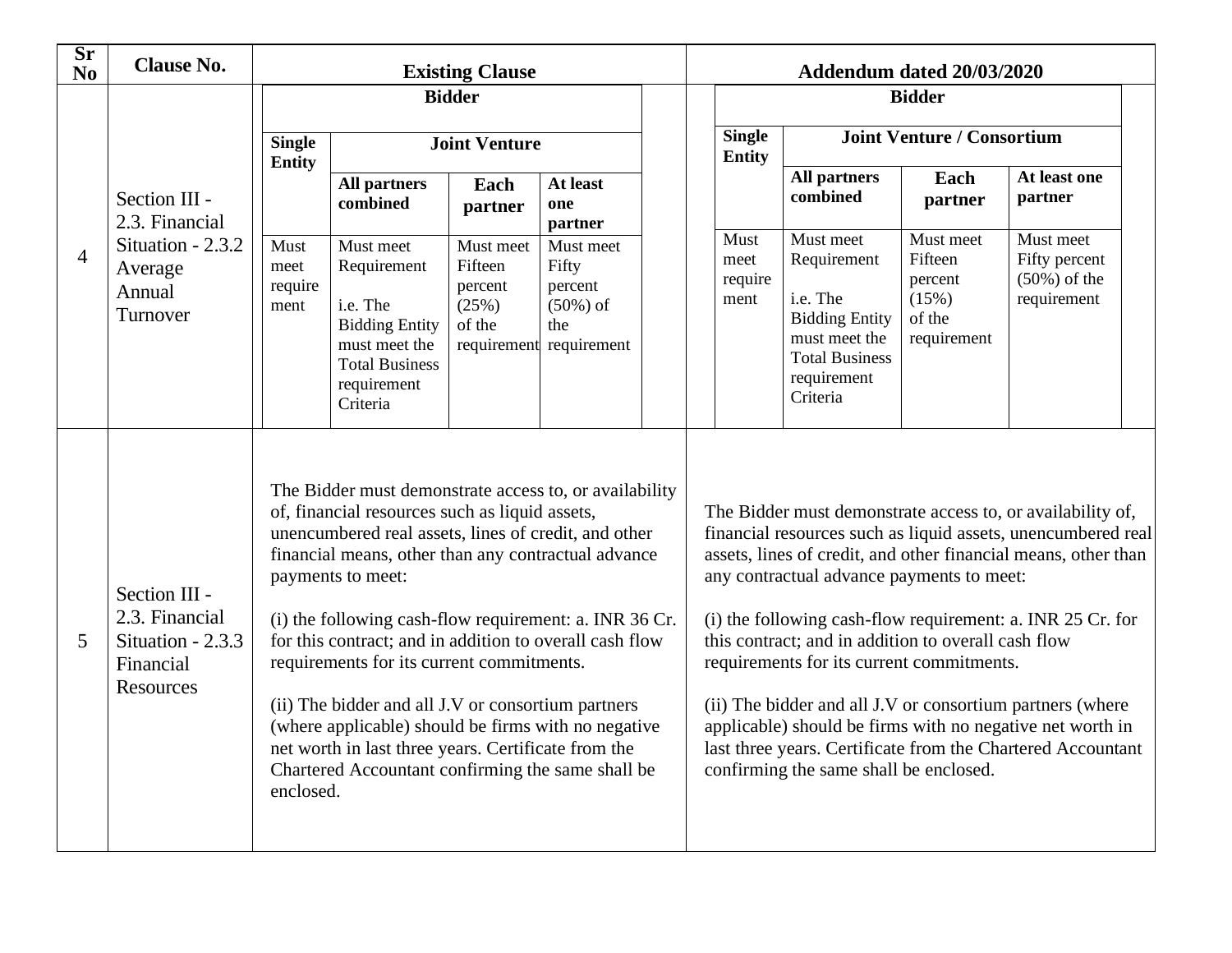| Sr No | Clause No. | Existing Clause | Addendum dated 20/03/2020 |
|---|---|---|---|
| 4 | Section III - 2.3. Financial Situation - 2.3.2 Average Annual Turnover | **Bidder**<br>**Single Entity**: Must meet requirement<br>**Joint Venture** – **All partners combined**: Must meet Requirement i.e. The Bidding Entity must meet the Total Business requirement Criteria; **Each partner**: Must meet Fifteen percent (25%) of the requirement; **At least one partner**: Must meet Fifty percent (50%) of the requirement | **Bidder**<br>**Single Entity**: Must meet requirement<br>**Joint Venture / Consortium** – **All partners combined**: Must meet Requirement i.e. The Bidding Entity must meet the Total Business requirement Criteria; **Each partner**: Must meet Fifteen percent (15%) of the requirement; **At least one partner**: Must meet Fifty percent (50%) of the requirement |
| 5 | Section III - 2.3. Financial Situation - 2.3.3 Financial Resources | The Bidder must demonstrate access to, or availability of, financial resources such as liquid assets, unencumbered real assets, lines of credit, and other financial means, other than any contractual advance payments to meet:<br><br>(i) the following cash-flow requirement: a. INR 36 Cr. for this contract; and in addition to overall cash flow requirements for its current commitments.<br><br>(ii) The bidder and all J.V or consortium partners (where applicable) should be firms with no negative net worth in last three years. Certificate from the Chartered Accountant confirming the same shall be enclosed. | The Bidder must demonstrate access to, or availability of, financial resources such as liquid assets, unencumbered real assets, lines of credit, and other financial means, other than any contractual advance payments to meet:<br><br>(i) the following cash-flow requirement: a. INR 25 Cr. for this contract; and in addition to overall cash flow requirements for its current commitments.<br><br>(ii) The bidder and all J.V or consortium partners (where applicable) should be firms with no negative net worth in last three years. Certificate from the Chartered Accountant confirming the same shall be enclosed. |